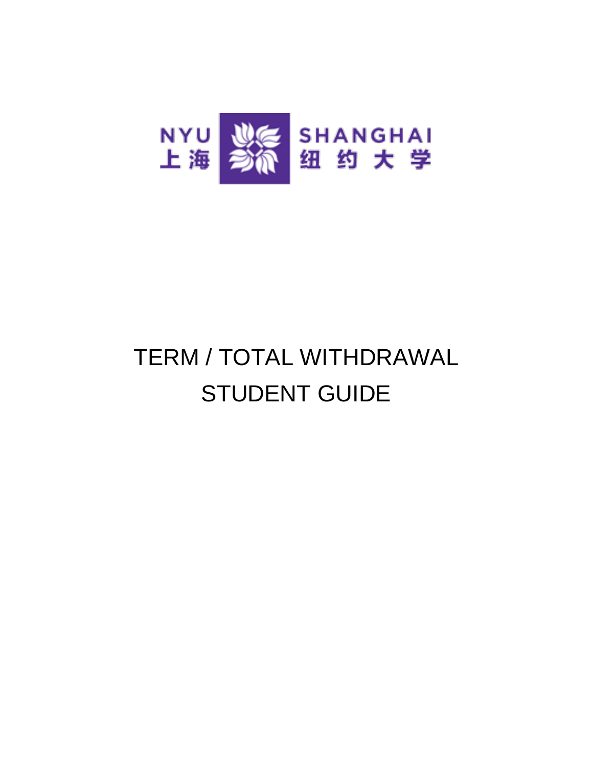NYU 上海 SHANGHAI 纽约大学

# TERM / TOTAL WITHDRAWAL STUDENT GUIDE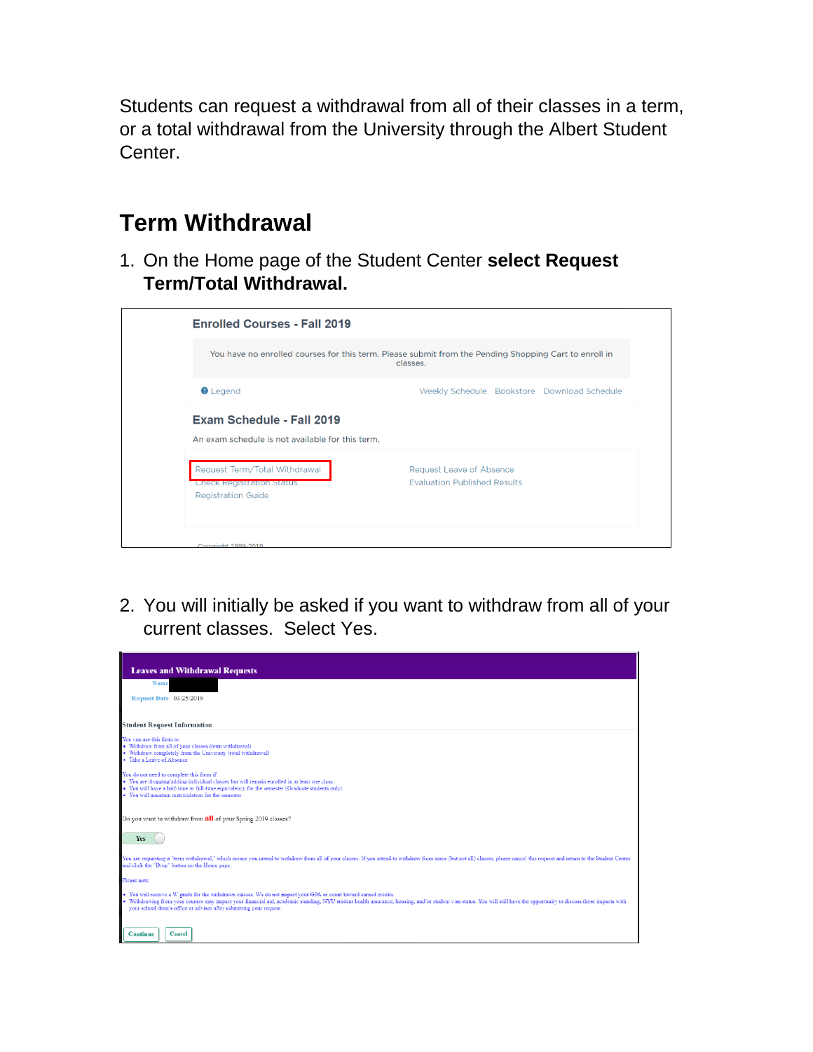Students can request a withdrawal from all of their classes in a term, or a total withdrawal from the University through the Albert Student Center.

## Term Withdrawal

1. On the Home page of the Student Center **select Request Term/Total Withdrawal.**

Enrolled Courses - Fall 2019

You have no enrolled courses for this term. Please submit from the Pending Shopping Cart to enroll in classes.

Legend | Weekly Schedule | Bookstore | Download Schedule

Exam Schedule - Fall 2019

An exam schedule is not available for this term.

Request Term/Total Withdrawal | Request Leave of Absence
Check Registration Status | Evaluation Published Results
Registration Guide

Copyright 1999-2019

2. You will initially be asked if you want to withdraw from all of your current classes. Select Yes.

Leaves and Withdrawal Requests

Name

Request Date 03/25/2019

Student Request Information

You can use this form to:

- Withdraw from all of your classes (term withdrawal)
- Withdraw completely from the University (total withdrawal)
- Take a Leave of Absence

You do not need to complete this form if:

- You are dropping/adding individual classes but will remain enrolled in at least one class
- You will have a half-time or full-time equivalency for the semester (Graduate students only)
- You will maintain matriculation for the semester

Do you want to withdraw from **all** of your Spring 2019 classes?

Yes

You are requesting a "term withdrawal," which means you intend to withdraw from all of your classes. If you intend to withdraw from some (but not all) classes, please cancel this request and return to the Student Center and click the "Drop" button on the Home page.

Please note:

- You will receive a W grade for the withdrawn classes. Ws do not impact your GPA or count toward earned credits.
- Withdrawing from your courses may impact your financial aid, academic standing, NYU student health insurance, housing, and/or student visa status. You will still have the opportunity to discuss these impacts with your school dean's office or advisor after submitting your request.

Continue | Cancel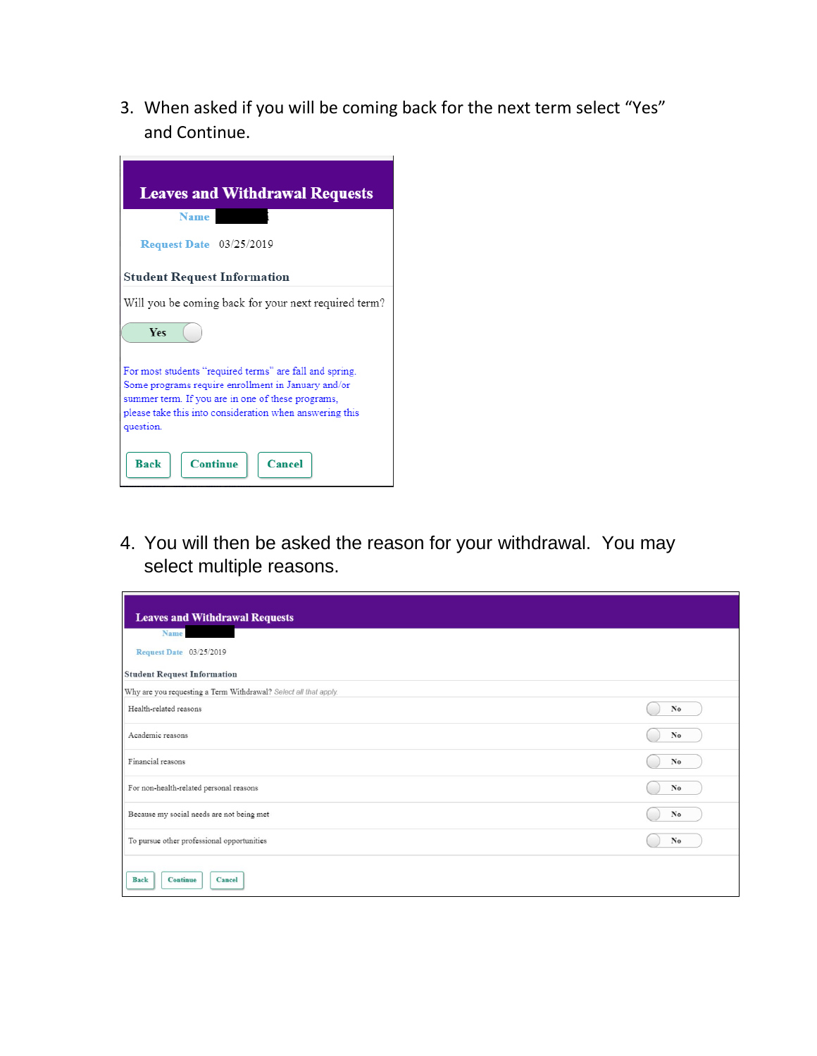3. When asked if you will be coming back for the next term select "Yes" and Continue.

**Leaves and Withdrawal Requests**

Name

Request Date 03/25/2019

**Student Request Information**

Will you be coming back for your next required term?

Yes

For most students "required terms" are fall and spring. Some programs require enrollment in January and/or summer term. If you are in one of these programs, please take this into consideration when answering this question.

Back | Continue | Cancel

4. You will then be asked the reason for your withdrawal. You may select multiple reasons.

**Leaves and Withdrawal Requests**

Name

Request Date 03/25/2019

**Student Request Information**

Why are you requesting a Term Withdrawal? *Select all that apply*

| Reason | |
|---|---|
| Health-related reasons | No |
| Academic reasons | No |
| Financial reasons | No |
| For non-health-related personal reasons | No |
| Because my social needs are not being met | No |
| To pursue other professional opportunities | No |

Back | Continue | Cancel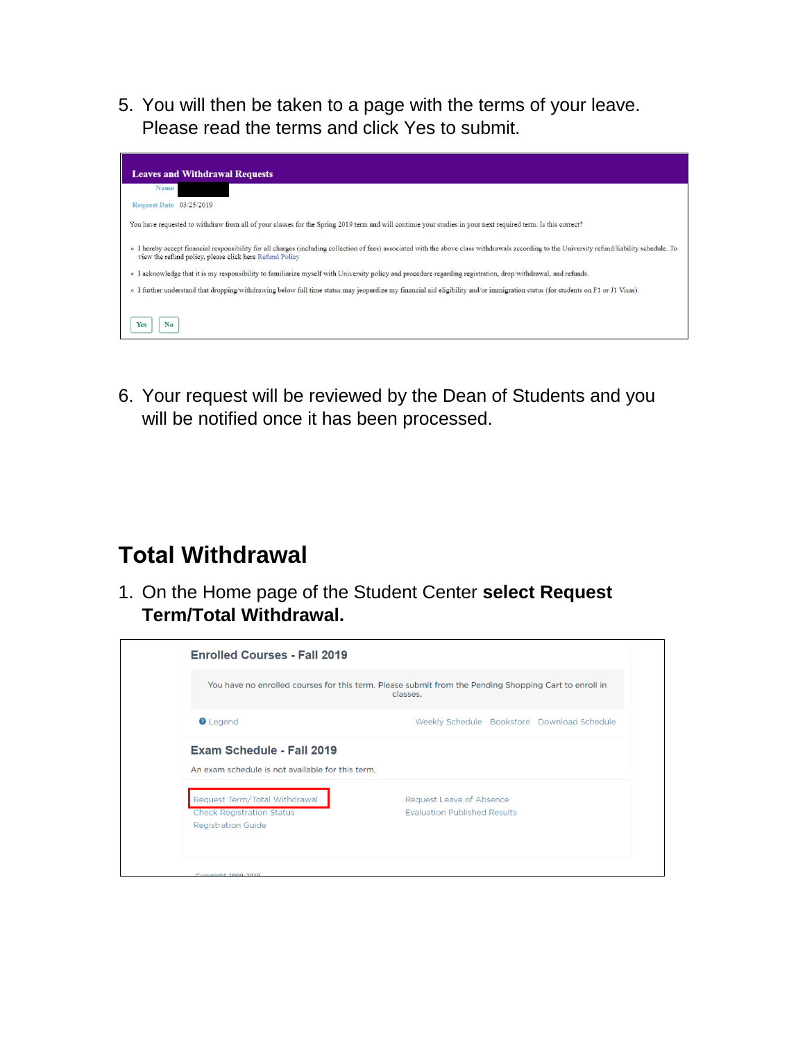5. You will then be taken to a page with the terms of your leave. Please read the terms and click Yes to submit.

**Leaves and Withdrawal Requests**

Name

Request Date 03/25/2019

You have requested to withdraw from all of your classes for the Spring 2019 term and will continue your studies in your next required term. Is this correct?

- I hereby accept financial responsibility for all charges (including collection of fees) associated with the above class withdrawals according to the University refund/liability schedule. To view the refund policy, please click here Refund Policy
- I acknowledge that it is my responsibility to familiarize myself with University policy and procedure regarding registration, drop/withdrawal, and refunds.
- I further understand that dropping/withdrawing below full time status may jeopardize my financial aid eligibility and/or immigration status (for students on F1 or J1 Visas).

Yes No

6. Your request will be reviewed by the Dean of Students and you will be notified once it has been processed.

## Total Withdrawal

1. On the Home page of the Student Center **select Request Term/Total Withdrawal.**

**Enrolled Courses - Fall 2019**

You have no enrolled courses for this term. Please submit from the Pending Shopping Cart to enroll in classes.

Legend Weekly Schedule Bookstore Download Schedule

**Exam Schedule - Fall 2019**

An exam schedule is not available for this term.

Request Term/Total Withdrawal
Check Registration Status
Registration Guide

Request Leave of Absence
Evaluation Published Results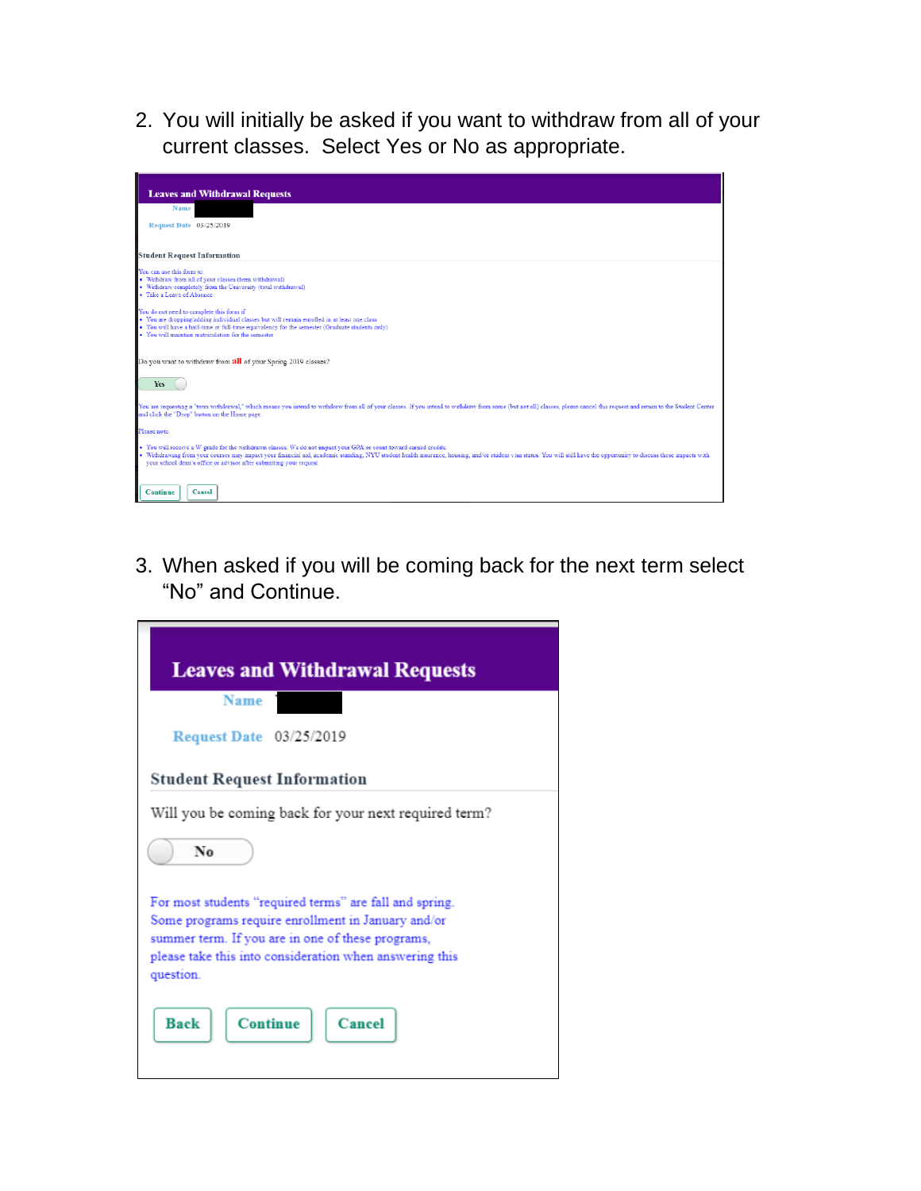2. You will initially be asked if you want to withdraw from all of your current classes. Select Yes or No as appropriate.

**Leaves and Withdrawal Requests**

Name

Request Date 03/25/2019

**Student Request Information**

You can use this form to:
- Withdraw from all of your classes (term withdrawal)
- Withdraw completely from the University (total withdrawal)
- Take a Leave of Absence

You do not need to complete this form if:
- You are dropping/adding individual classes but will remain enrolled in at least one class
- You will have a half-time or full-time equivalency for the semester (Graduate students only)
- You will maintain matriculation for the semester

Do you want to withdraw from **all** of your Spring 2019 classes?

Yes

You are requesting a "term withdrawal," which means you intend to withdraw from all of your classes. If you intend to withdraw from some (but not all) classes, please cancel this request and return to the Student Center and click the "Drop" button on the Home page.

Please note:
- You will receive a W grade for the withdrawn classes. Ws do not impact your GPA or count toward earned credits.
- Withdrawing from your courses may impact your financial aid, academic standing, NYU student health insurance, housing, and/or student visa status. You will still have the opportunity to discuss these impacts with your school dean's office or advisor after submitting your request.

Continue Cancel

3. When asked if you will be coming back for the next term select "No" and Continue.

**Leaves and Withdrawal Requests**

Name

Request Date 03/25/2019

**Student Request Information**

Will you be coming back for your next required term?

No

For most students "required terms" are fall and spring. Some programs require enrollment in January and/or summer term. If you are in one of these programs, please take this into consideration when answering this question.

Back Continue Cancel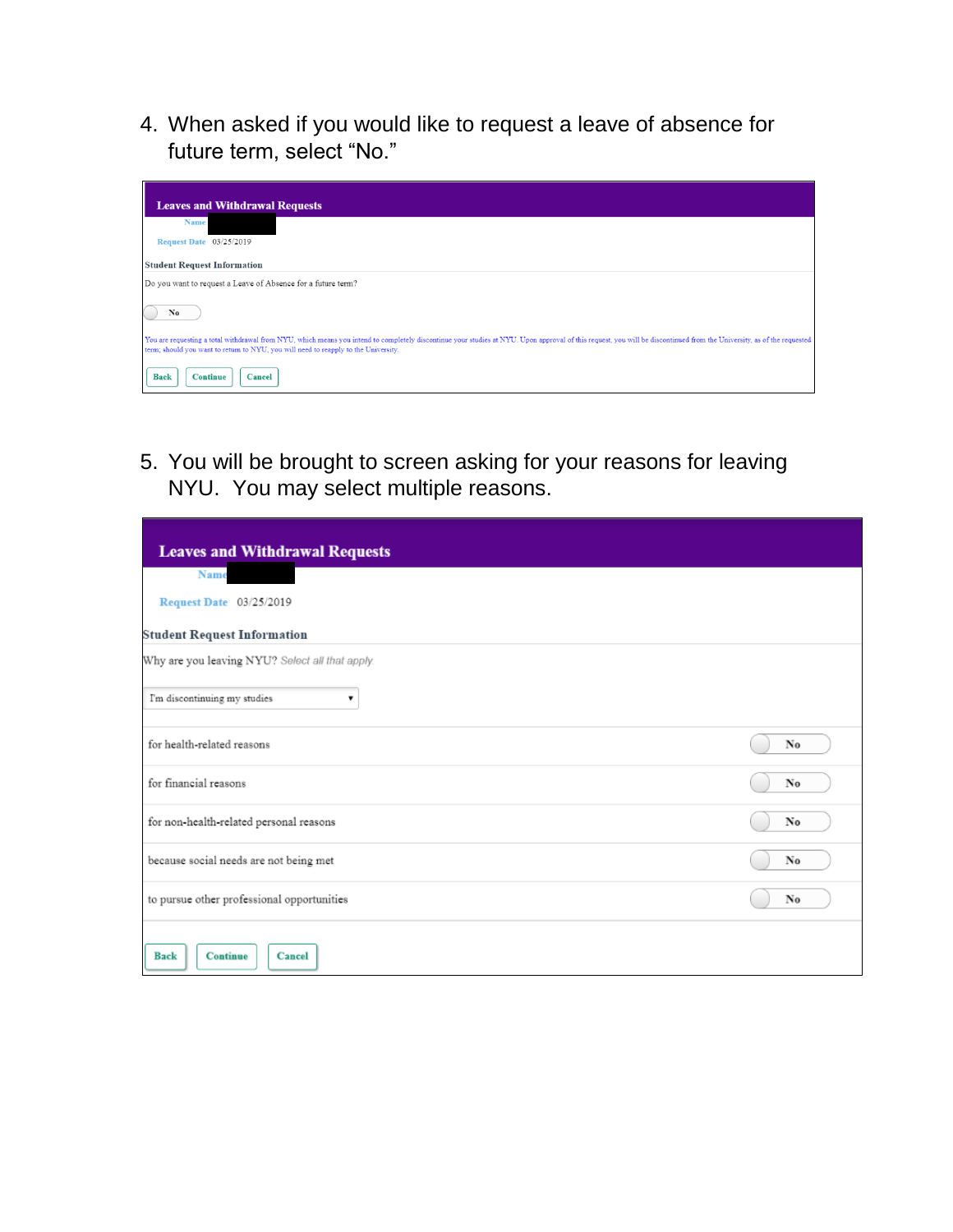4. When asked if you would like to request a leave of absence for future term, select "No."

**Leaves and Withdrawal Requests**

Name

Request Date 03/25/2019

**Student Request Information**

Do you want to request a Leave of Absence for a future term?

No

You are requesting a total withdrawal from NYU, which means you intend to completely discontinue your studies at NYU. Upon approval of this request, you will be discontinued from the University, as of the requested term; should you want to return to NYU, you will need to reapply to the University.

Back | Continue | Cancel

5. You will be brought to screen asking for your reasons for leaving NYU. You may select multiple reasons.

**Leaves and Withdrawal Requests**

Name

Request Date 03/25/2019

**Student Request Information**

Why are you leaving NYU? *Select all that apply*

I'm discontinuing my studies

| | |
|---|---|
| for health-related reasons | No |
| for financial reasons | No |
| for non-health-related personal reasons | No |
| because social needs are not being met | No |
| to pursue other professional opportunities | No |

Back | Continue | Cancel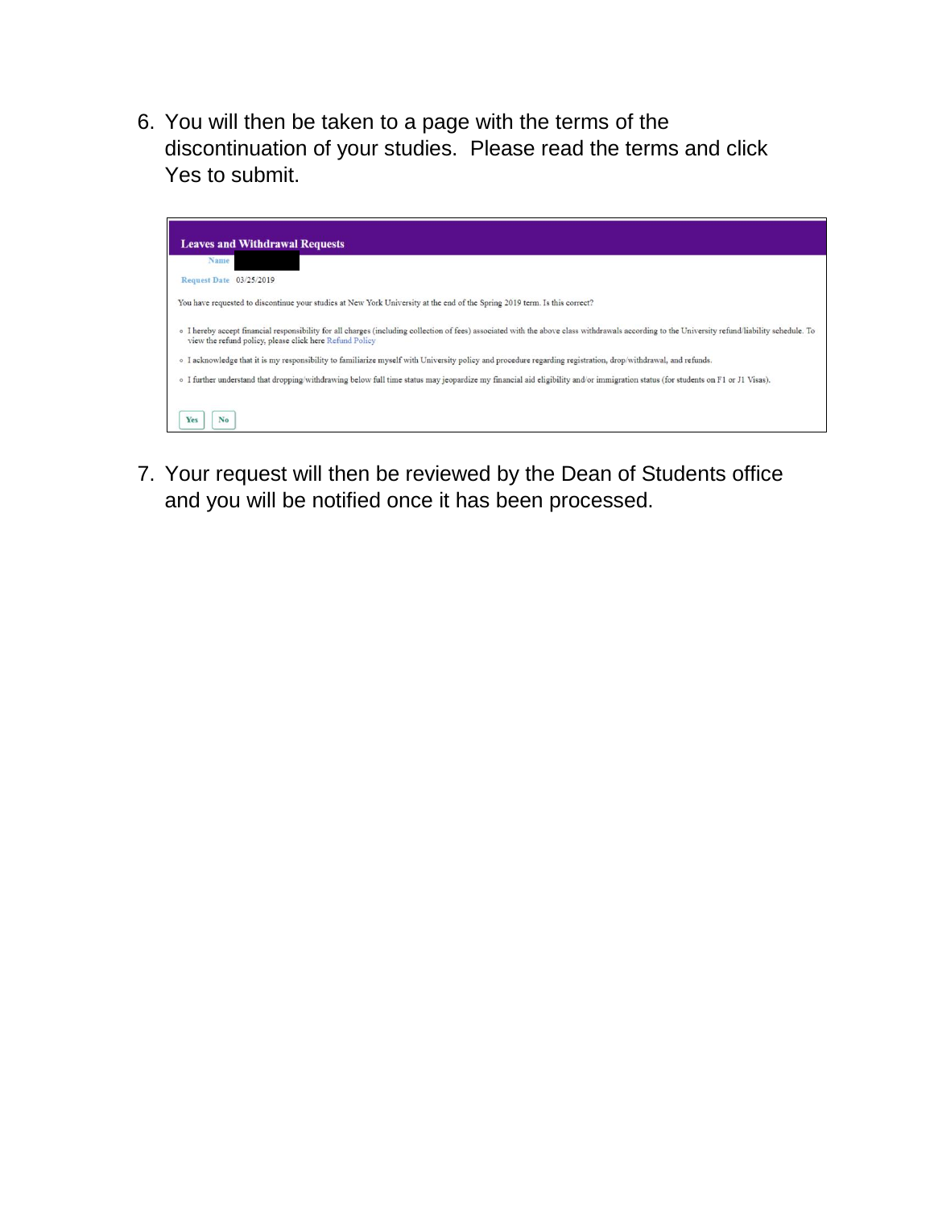6. You will then be taken to a page with the terms of the discontinuation of your studies. Please read the terms and click Yes to submit.

**Leaves and Withdrawal Requests**

Name

Request Date 03/25/2019

You have requested to discontinue your studies at New York University at the end of the Spring 2019 term. Is this correct?

- I hereby accept financial responsibility for all charges (including collection of fees) associated with the above class withdrawals according to the University refund/liability schedule. To view the refund policy, please click here Refund Policy
- I acknowledge that it is my responsibility to familiarize myself with University policy and procedure regarding registration, drop/withdrawal, and refunds.
- I further understand that dropping/withdrawing below full time status may jeopardize my financial aid eligibility and/or immigration status (for students on F1 or J1 Visas).

Yes No

7. Your request will then be reviewed by the Dean of Students office and you will be notified once it has been processed.